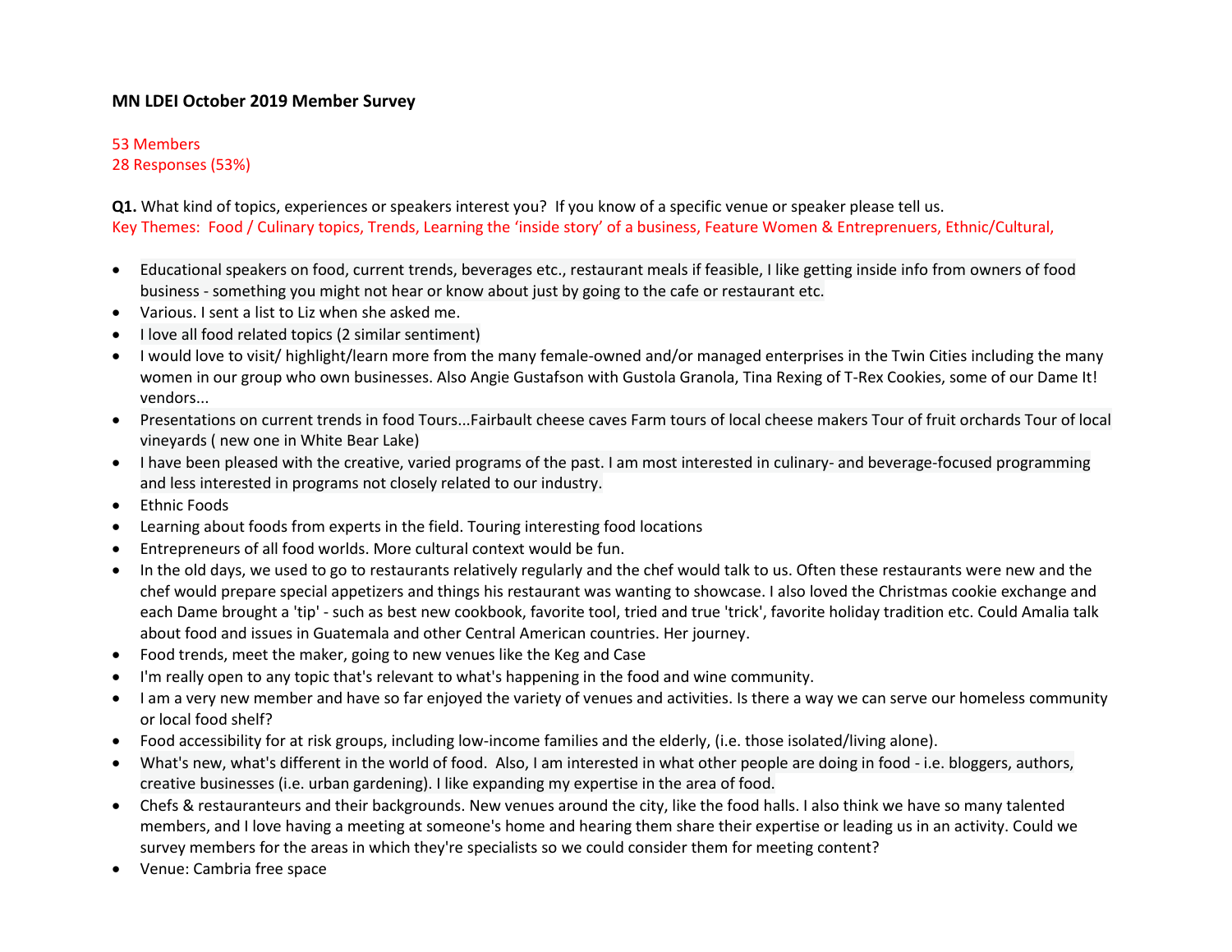**MN LDEI October 2019 Member Survey**

53 Members
28 Responses (53%)

**Q1.** What kind of topics, experiences or speakers interest you? If you know of a specific venue or speaker please tell us.
Key Themes: Food / Culinary topics, Trends, Learning the 'inside story' of a business, Feature Women & Entreprenuers, Ethnic/Cultural,

- Educational speakers on food, current trends, beverages etc., restaurant meals if feasible, I like getting inside info from owners of food business - something you might not hear or know about just by going to the cafe or restaurant etc.
- Various. I sent a list to Liz when she asked me.
- I love all food related topics (2 similar sentiment)
- I would love to visit/ highlight/learn more from the many female-owned and/or managed enterprises in the Twin Cities including the many women in our group who own businesses. Also Angie Gustafson with Gustola Granola, Tina Rexing of T-Rex Cookies, some of our Dame It! vendors...
- Presentations on current trends in food Tours...Fairbault cheese caves Farm tours of local cheese makers Tour of fruit orchards Tour of local vineyards ( new one in White Bear Lake)
- I have been pleased with the creative, varied programs of the past. I am most interested in culinary- and beverage-focused programming and less interested in programs not closely related to our industry.
- Ethnic Foods
- Learning about foods from experts in the field. Touring interesting food locations
- Entrepreneurs of all food worlds. More cultural context would be fun.
- In the old days, we used to go to restaurants relatively regularly and the chef would talk to us. Often these restaurants were new and the chef would prepare special appetizers and things his restaurant was wanting to showcase. I also loved the Christmas cookie exchange and each Dame brought a 'tip' - such as best new cookbook, favorite tool, tried and true 'trick', favorite holiday tradition etc. Could Amalia talk about food and issues in Guatemala and other Central American countries. Her journey.
- Food trends, meet the maker, going to new venues like the Keg and Case
- I'm really open to any topic that's relevant to what's happening in the food and wine community.
- I am a very new member and have so far enjoyed the variety of venues and activities. Is there a way we can serve our homeless community or local food shelf?
- Food accessibility for at risk groups, including low-income families and the elderly, (i.e. those isolated/living alone).
- What's new, what's different in the world of food. Also, I am interested in what other people are doing in food - i.e. bloggers, authors, creative businesses (i.e. urban gardening). I like expanding my expertise in the area of food.
- Chefs & restauranteurs and their backgrounds. New venues around the city, like the food halls. I also think we have so many talented members, and I love having a meeting at someone's home and hearing them share their expertise or leading us in an activity. Could we survey members for the areas in which they're specialists so we could consider them for meeting content?
- Venue: Cambria free space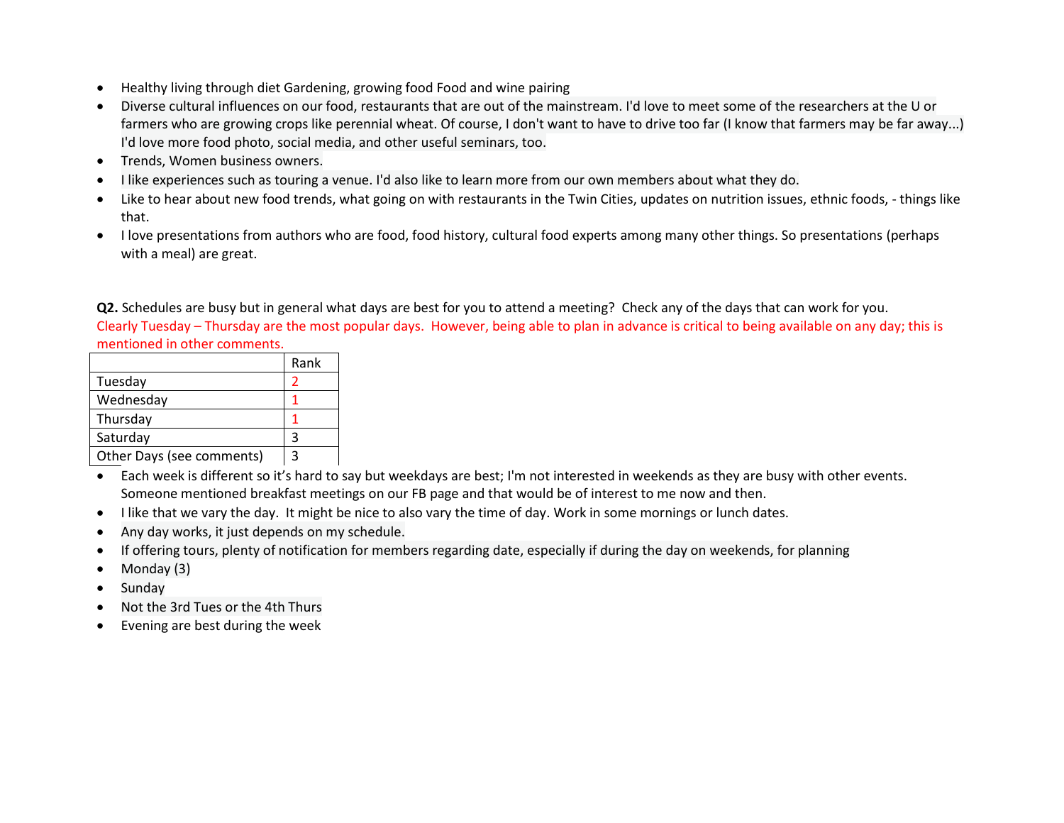- Healthy living through diet Gardening, growing food Food and wine pairing
- Diverse cultural influences on our food, restaurants that are out of the mainstream. I'd love to meet some of the researchers at the U or farmers who are growing crops like perennial wheat. Of course, I don't want to have to drive too far (I know that farmers may be far away...) I'd love more food photo, social media, and other useful seminars, too.
- Trends, Women business owners.
- I like experiences such as touring a venue. I'd also like to learn more from our own members about what they do.
- Like to hear about new food trends, what going on with restaurants in the Twin Cities, updates on nutrition issues, ethnic foods, - things like that.
- I love presentations from authors who are food, food history, cultural food experts among many other things. So presentations (perhaps with a meal) are great.

**Q2.** Schedules are busy but in general what days are best for you to attend a meeting? Check any of the days that can work for you.

Clearly Tuesday – Thursday are the most popular days. However, being able to plan in advance is critical to being available on any day; this is mentioned in other comments.

| | Rank |
|---|---|
| Tuesday | 2 |
| Wednesday | 1 |
| Thursday | 1 |
| Saturday | 3 |
| Other Days (see comments) | 3 |

- Each week is different so it's hard to say but weekdays are best; I'm not interested in weekends as they are busy with other events. Someone mentioned breakfast meetings on our FB page and that would be of interest to me now and then.
- I like that we vary the day. It might be nice to also vary the time of day. Work in some mornings or lunch dates.
- Any day works, it just depends on my schedule.
- If offering tours, plenty of notification for members regarding date, especially if during the day on weekends, for planning
- Monday (3)
- Sunday
- Not the 3rd Tues or the 4th Thurs
- Evening are best during the week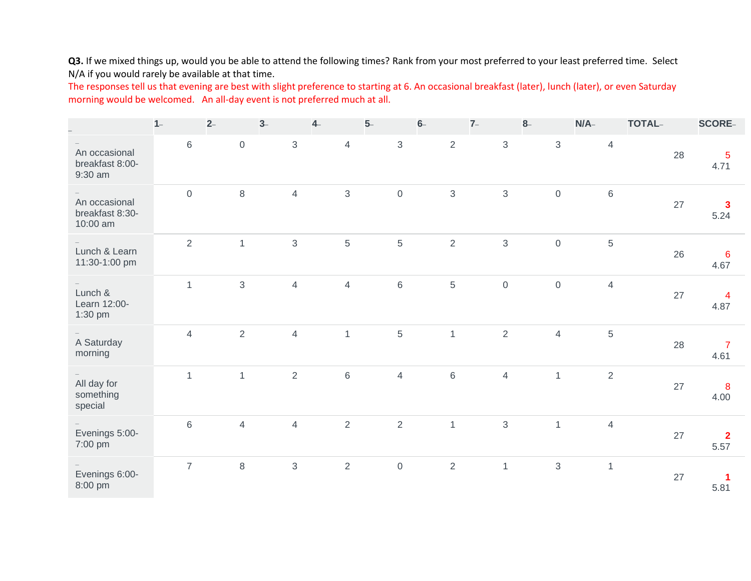**Q3.** If we mixed things up, would you be able to attend the following times? Rank from your most preferred to your least preferred time. Select N/A if you would rarely be available at that time.

The responses tell us that evening are best with slight preference to starting at 6. An occasional breakfast (later), lunch (later), or even Saturday morning would be welcomed. An all-day event is not preferred much at all.

| | 1 | 2 | 3 | 4 | 5 | 6 | 7 | 8 | N/A | TOTAL | SCORE |
|---|---|---|---|---|---|---|---|---|---|---|---|
| An occasional breakfast 8:00-9:30 am | 6 | 0 | 3 | 4 | 3 | 2 | 3 | 3 | 4 | 28 | 5<br>4.71 |
| An occasional breakfast 8:30-10:00 am | 0 | 8 | 4 | 3 | 0 | 3 | 3 | 0 | 6 | 27 | **3**<br>5.24 |
| Lunch & Learn 11:30-1:00 pm | 2 | 1 | 3 | 5 | 5 | 2 | 3 | 0 | 5 | 26 | 6<br>4.67 |
| Lunch & Learn 12:00-1:30 pm | 1 | 3 | 4 | 4 | 6 | 5 | 0 | 0 | 4 | 27 | 4<br>4.87 |
| A Saturday morning | 4 | 2 | 4 | 1 | 5 | 1 | 2 | 4 | 5 | 28 | 7<br>4.61 |
| All day for something special | 1 | 1 | 2 | 6 | 4 | 6 | 4 | 1 | 2 | 27 | 8<br>4.00 |
| Evenings 5:00-7:00 pm | 6 | 4 | 4 | 2 | 2 | 1 | 3 | 1 | 4 | 27 | **2**<br>5.57 |
| Evenings 6:00-8:00 pm | 7 | 8 | 3 | 2 | 0 | 2 | 1 | 3 | 1 | 27 | **1**<br>5.81 |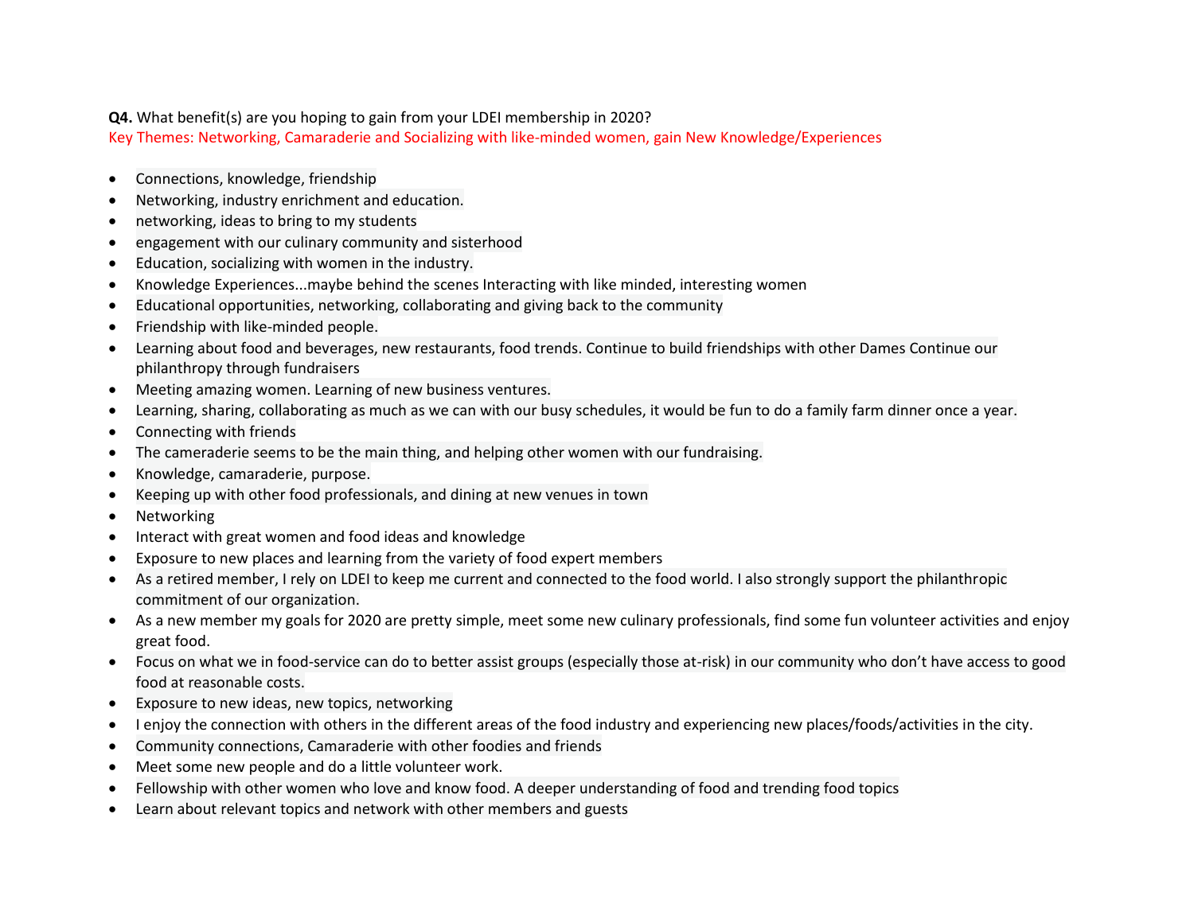**Q4.** What benefit(s) are you hoping to gain from your LDEI membership in 2020?

Key Themes: Networking, Camaraderie and Socializing with like-minded women, gain New Knowledge/Experiences

- Connections, knowledge, friendship
- Networking, industry enrichment and education.
- networking, ideas to bring to my students
- engagement with our culinary community and sisterhood
- Education, socializing with women in the industry.
- Knowledge Experiences...maybe behind the scenes Interacting with like minded, interesting women
- Educational opportunities, networking, collaborating and giving back to the community
- Friendship with like-minded people.
- Learning about food and beverages, new restaurants, food trends. Continue to build friendships with other Dames Continue our philanthropy through fundraisers
- Meeting amazing women. Learning of new business ventures.
- Learning, sharing, collaborating as much as we can with our busy schedules, it would be fun to do a family farm dinner once a year.
- Connecting with friends
- The cameraderie seems to be the main thing, and helping other women with our fundraising.
- Knowledge, camaraderie, purpose.
- Keeping up with other food professionals, and dining at new venues in town
- Networking
- Interact with great women and food ideas and knowledge
- Exposure to new places and learning from the variety of food expert members
- As a retired member, I rely on LDEI to keep me current and connected to the food world. I also strongly support the philanthropic commitment of our organization.
- As a new member my goals for 2020 are pretty simple, meet some new culinary professionals, find some fun volunteer activities and enjoy great food.
- Focus on what we in food-service can do to better assist groups (especially those at-risk) in our community who don't have access to good food at reasonable costs.
- Exposure to new ideas, new topics, networking
- I enjoy the connection with others in the different areas of the food industry and experiencing new places/foods/activities in the city.
- Community connections, Camaraderie with other foodies and friends
- Meet some new people and do a little volunteer work.
- Fellowship with other women who love and know food. A deeper understanding of food and trending food topics
- Learn about relevant topics and network with other members and guests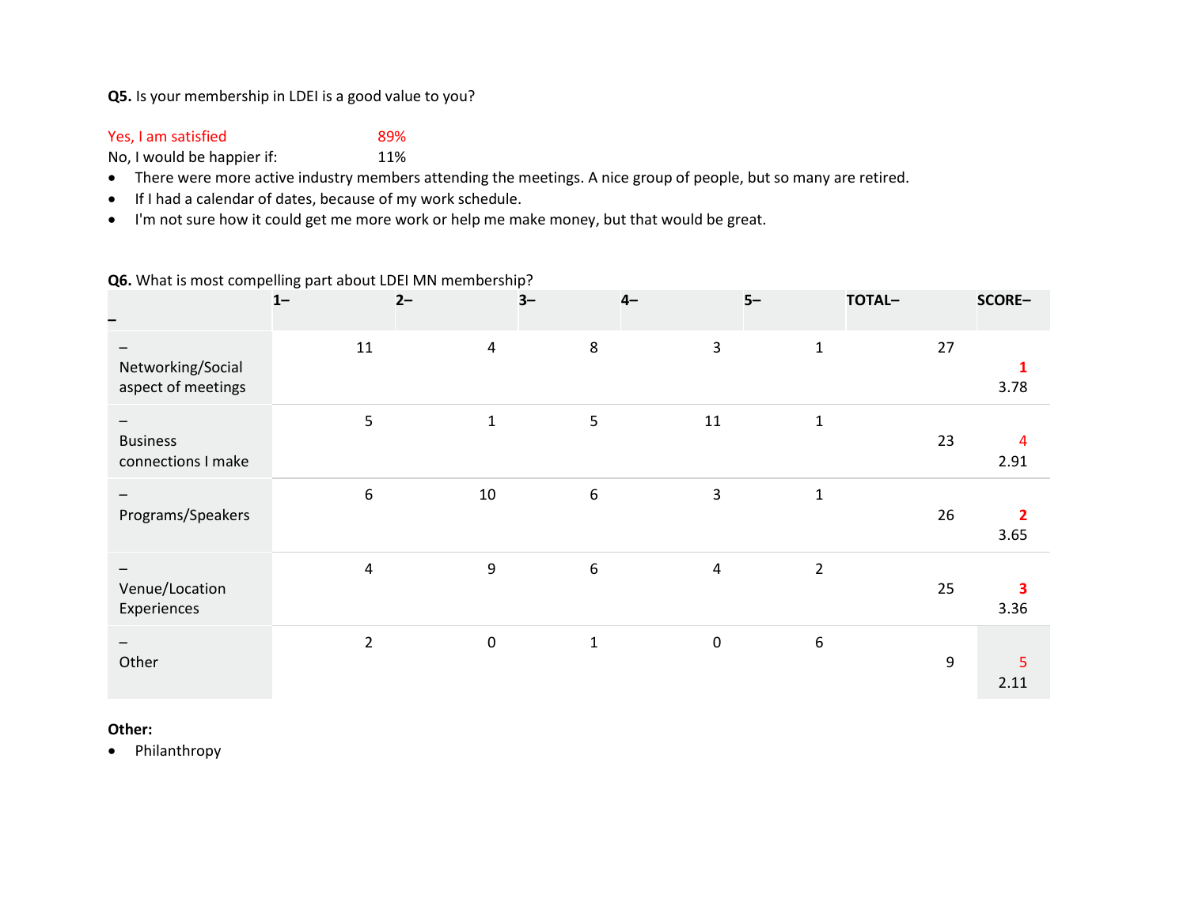**Q5.** Is your membership in LDEI is a good value to you?

Yes, I am satisfied 89%

No, I would be happier if: 11%

- There were more active industry members attending the meetings. A nice group of people, but so many are retired.
- If I had a calendar of dates, because of my work schedule.
- I'm not sure how it could get me more work or help me make money, but that would be great.

**Q6.** What is most compelling part about LDEI MN membership?

| – | 1– | 2– | 3– | 4– | 5– | TOTAL– | SCORE– |
|---|---|---|---|---|---|---|---|
| – Networking/Social aspect of meetings | 11 | 4 | 8 | 3 | 1 | 27 | **1** 3.78 |
| – Business connections I make | 5 | 1 | 5 | 11 | 1 | 23 | 4 2.91 |
| – Programs/Speakers | 6 | 10 | 6 | 3 | 1 | 26 | **2** 3.65 |
| – Venue/Location Experiences | 4 | 9 | 6 | 4 | 2 | 25 | **3** 3.36 |
| – Other | 2 | 0 | 1 | 0 | 6 | 9 | 5 2.11 |

**Other:**

- Philanthropy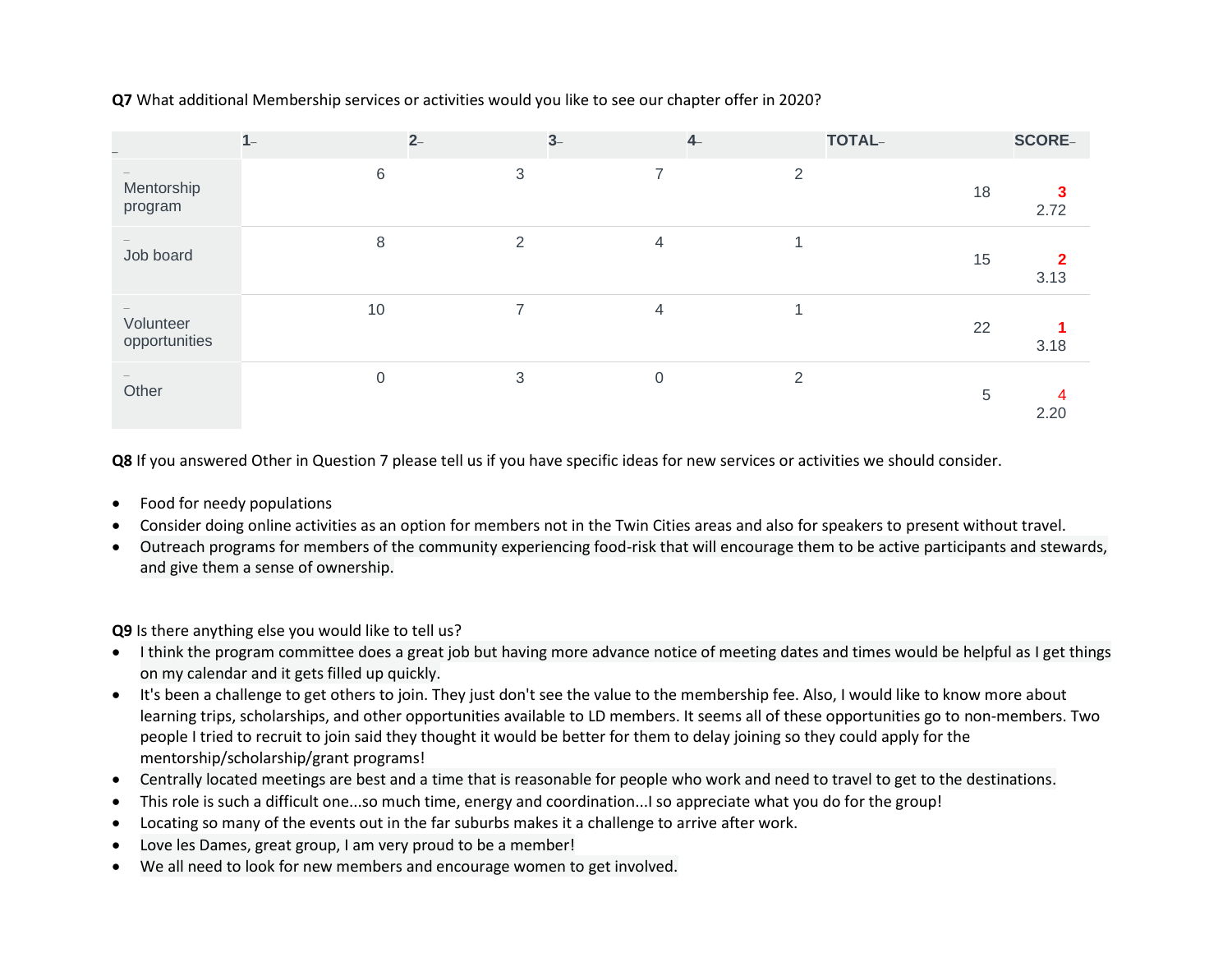**Q7** What additional Membership services or activities would you like to see our chapter offer in 2020?

| | 1 | 2 | 3 | 4 | TOTAL | SCORE |
|---|---|---|---|---|---|---|
| Mentorship program | 6 | 3 | 7 | 2 | 18 | 3<br>2.72 |
| Job board | 8 | 2 | 4 | 1 | 15 | 2<br>3.13 |
| Volunteer opportunities | 10 | 7 | 4 | 1 | 22 | 1<br>3.18 |
| Other | 0 | 3 | 0 | 2 | 5 | 4<br>2.20 |

**Q8** If you answered Other in Question 7 please tell us if you have specific ideas for new services or activities we should consider.

- Food for needy populations
- Consider doing online activities as an option for members not in the Twin Cities areas and also for speakers to present without travel.
- Outreach programs for members of the community experiencing food-risk that will encourage them to be active participants and stewards, and give them a sense of ownership.

**Q9** Is there anything else you would like to tell us?

- I think the program committee does a great job but having more advance notice of meeting dates and times would be helpful as I get things on my calendar and it gets filled up quickly.
- It's been a challenge to get others to join. They just don't see the value to the membership fee. Also, I would like to know more about learning trips, scholarships, and other opportunities available to LD members. It seems all of these opportunities go to non-members. Two people I tried to recruit to join said they thought it would be better for them to delay joining so they could apply for the mentorship/scholarship/grant programs!
- Centrally located meetings are best and a time that is reasonable for people who work and need to travel to get to the destinations.
- This role is such a difficult one...so much time, energy and coordination...I so appreciate what you do for the group!
- Locating so many of the events out in the far suburbs makes it a challenge to arrive after work.
- Love les Dames, great group, I am very proud to be a member!
- We all need to look for new members and encourage women to get involved.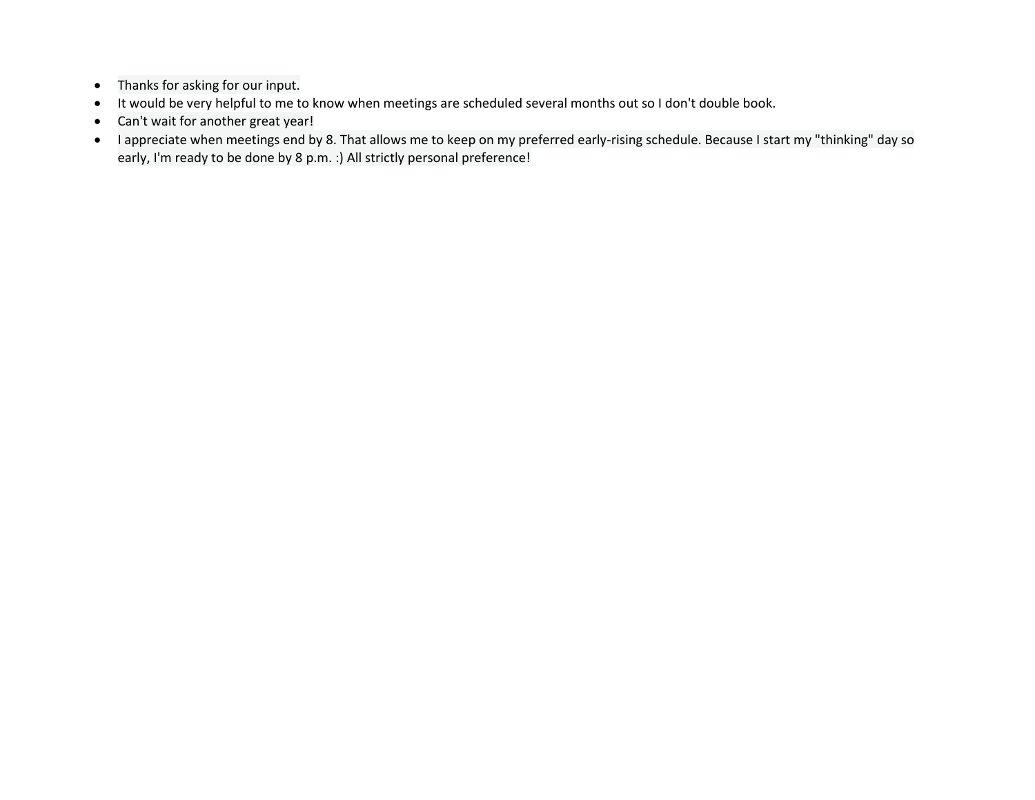- Thanks for asking for our input.
- It would be very helpful to me to know when meetings are scheduled several months out so I don't double book.
- Can't wait for another great year!
- I appreciate when meetings end by 8. That allows me to keep on my preferred early-rising schedule. Because I start my "thinking" day so early, I'm ready to be done by 8 p.m. :) All strictly personal preference!